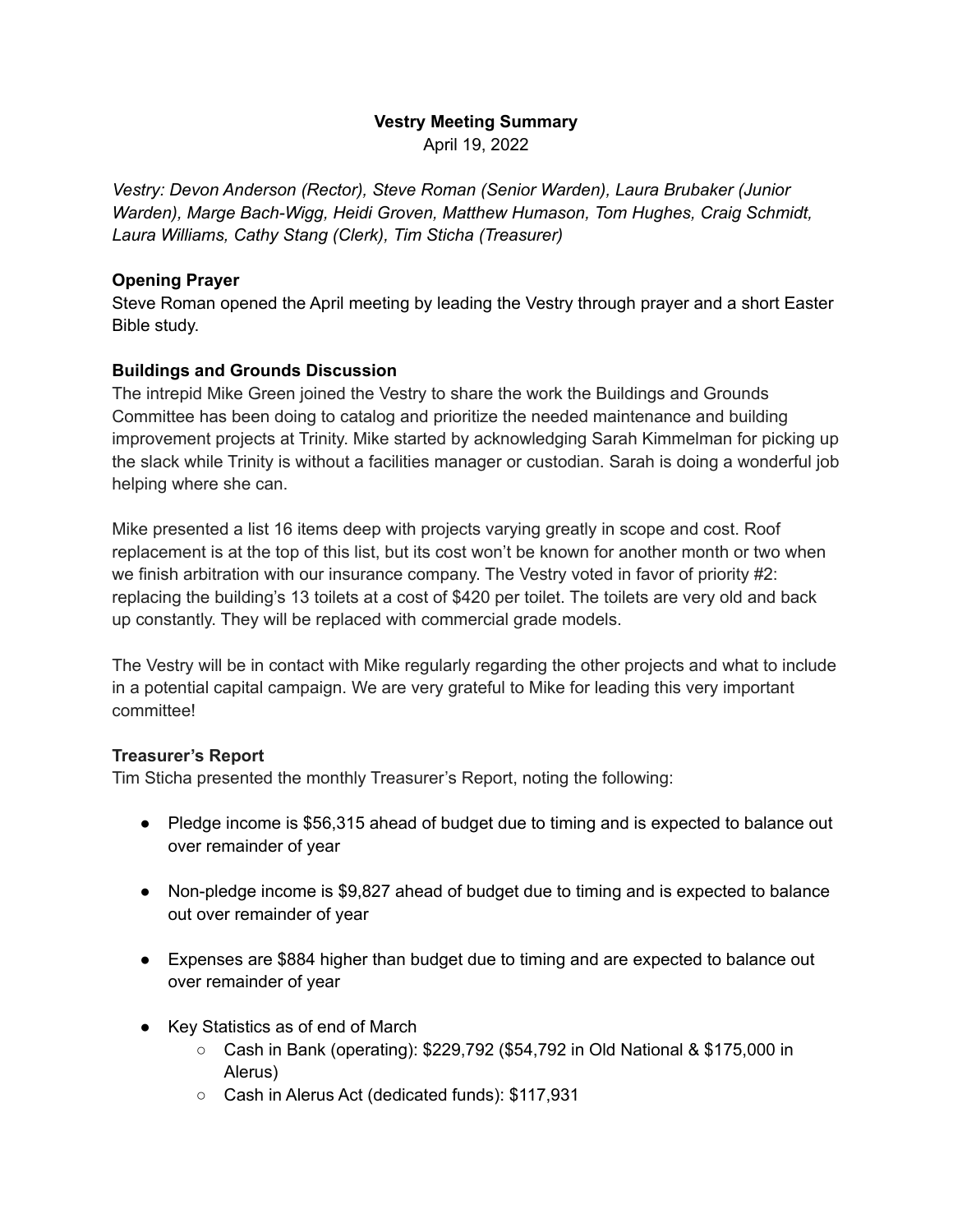**Vestry Meeting Summary**

April 19, 2022

*Vestry: Devon Anderson (Rector), Steve Roman (Senior Warden), Laura Brubaker (Junior Warden), Marge Bach-Wigg, Heidi Groven, Matthew Humason, Tom Hughes, Craig Schmidt, Laura Williams, Cathy Stang (Clerk), Tim Sticha (Treasurer)*

**Opening Prayer**

Steve Roman opened the April meeting by leading the Vestry through prayer and a short Easter Bible study.

**Buildings and Grounds Discussion**

The intrepid Mike Green joined the Vestry to share the work the Buildings and Grounds Committee has been doing to catalog and prioritize the needed maintenance and building improvement projects at Trinity. Mike started by acknowledging Sarah Kimmelman for picking up the slack while Trinity is without a facilities manager or custodian. Sarah is doing a wonderful job helping where she can.

Mike presented a list 16 items deep with projects varying greatly in scope and cost. Roof replacement is at the top of this list, but its cost won't be known for another month or two when we finish arbitration with our insurance company. The Vestry voted in favor of priority #2: replacing the building's 13 toilets at a cost of $420 per toilet. The toilets are very old and back up constantly. They will be replaced with commercial grade models.

The Vestry will be in contact with Mike regularly regarding the other projects and what to include in a potential capital campaign. We are very grateful to Mike for leading this very important committee!

**Treasurer's Report**

Tim Sticha presented the monthly Treasurer's Report, noting the following:

- Pledge income is $56,315 ahead of budget due to timing and is expected to balance out over remainder of year
- Non-pledge income is $9,827 ahead of budget due to timing and is expected to balance out over remainder of year
- Expenses are $884 higher than budget due to timing and are expected to balance out over remainder of year
- Key Statistics as of end of March
  - Cash in Bank (operating): $229,792 ($54,792 in Old National & $175,000 in Alerus)
  - Cash in Alerus Act (dedicated funds): $117,931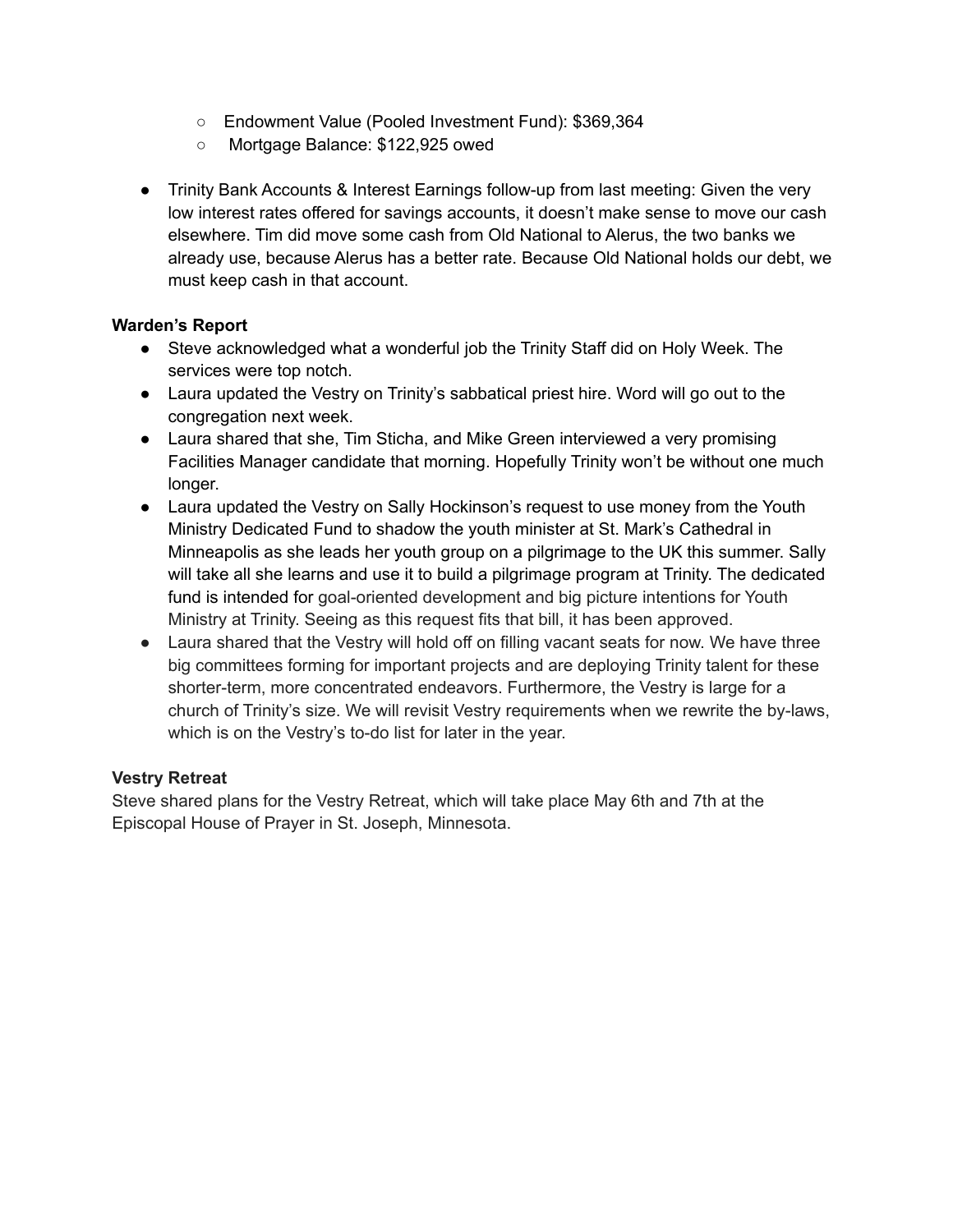- Endowment Value (Pooled Investment Fund): $369,364
    - Mortgage Balance: $122,925 owed

- Trinity Bank Accounts & Interest Earnings follow-up from last meeting: Given the very low interest rates offered for savings accounts, it doesn't make sense to move our cash elsewhere. Tim did move some cash from Old National to Alerus, the two banks we already use, because Alerus has a better rate. Because Old National holds our debt, we must keep cash in that account.

**Warden's Report**

- Steve acknowledged what a wonderful job the Trinity Staff did on Holy Week. The services were top notch.
- Laura updated the Vestry on Trinity's sabbatical priest hire. Word will go out to the congregation next week.
- Laura shared that she, Tim Sticha, and Mike Green interviewed a very promising Facilities Manager candidate that morning. Hopefully Trinity won't be without one much longer.
- Laura updated the Vestry on Sally Hockinson's request to use money from the Youth Ministry Dedicated Fund to shadow the youth minister at St. Mark's Cathedral in Minneapolis as she leads her youth group on a pilgrimage to the UK this summer. Sally will take all she learns and use it to build a pilgrimage program at Trinity. The dedicated fund is intended for goal-oriented development and big picture intentions for Youth Ministry at Trinity. Seeing as this request fits that bill, it has been approved.
- Laura shared that the Vestry will hold off on filling vacant seats for now. We have three big committees forming for important projects and are deploying Trinity talent for these shorter-term, more concentrated endeavors. Furthermore, the Vestry is large for a church of Trinity's size. We will revisit Vestry requirements when we rewrite the by-laws, which is on the Vestry's to-do list for later in the year.

**Vestry Retreat**

Steve shared plans for the Vestry Retreat, which will take place May 6th and 7th at the Episcopal House of Prayer in St. Joseph, Minnesota.